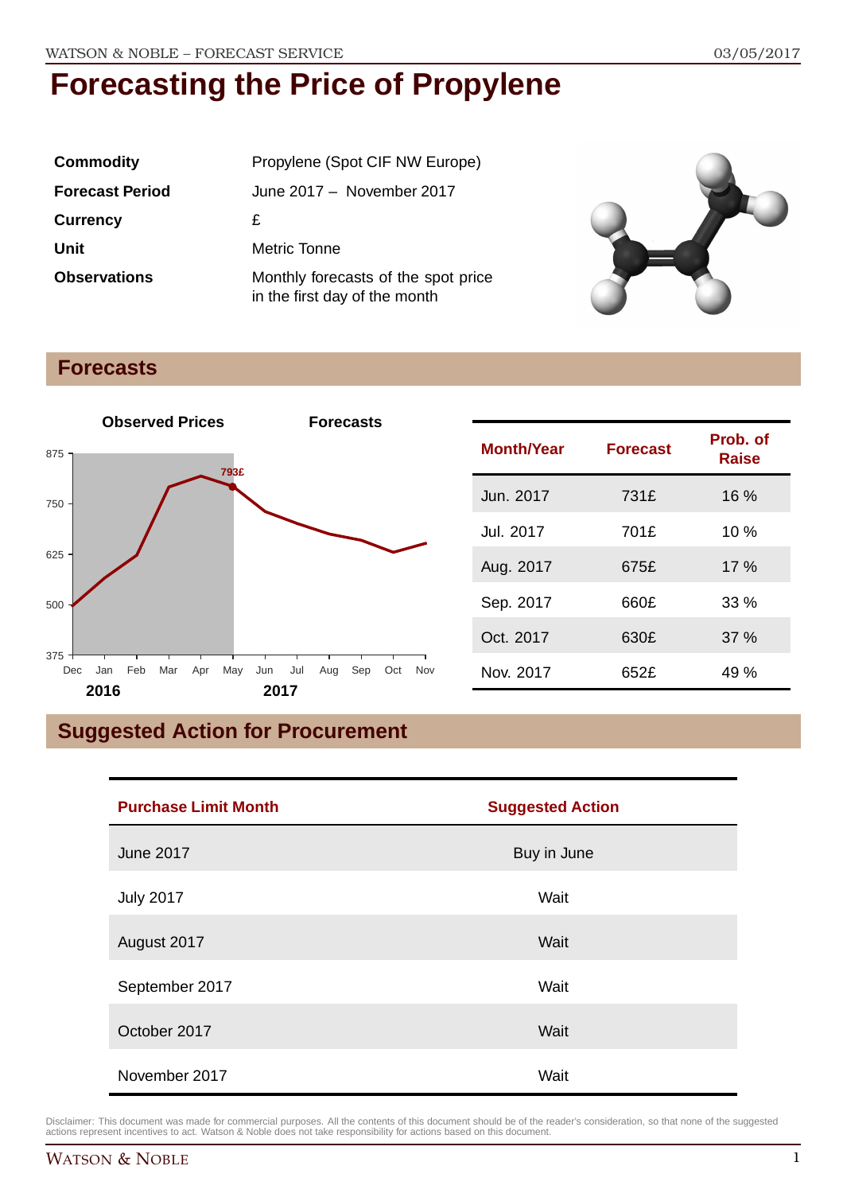# Forecasting the Price of Propylene

| | |
|---|---|
| **Commodity** | Propylene (Spot CIF NW Europe) |
| **Forecast Period** | June 2017 – November 2017 |
| **Currency** | £ |
| **Unit** | Metric Tonne |
| **Observations** | Monthly forecasts of the spot price in the first day of the month |

## Forecasts

| Month/Year | Forecast | Prob. of Raise |
|---|---|---|
| Jun. 2017 | 731£ | 16 % |
| Jul. 2017 | 701£ | 10 % |
| Aug. 2017 | 675£ | 17 % |
| Sep. 2017 | 660£ | 33 % |
| Oct. 2017 | 630£ | 37 % |
| Nov. 2017 | 652£ | 49 % |

## Suggested Action for Procurement

| Purchase Limit Month | Suggested Action |
|---|---|
| June 2017 | Buy in June |
| July 2017 | Wait |
| August 2017 | Wait |
| September 2017 | Wait |
| October 2017 | Wait |
| November 2017 | Wait |

Disclaimer: This document was made for commercial purposes. All the contents of this document should be of the reader's consideration, so that none of the suggested actions represent incentives to act. Watson & Noble does not take responsibility for actions based on this document.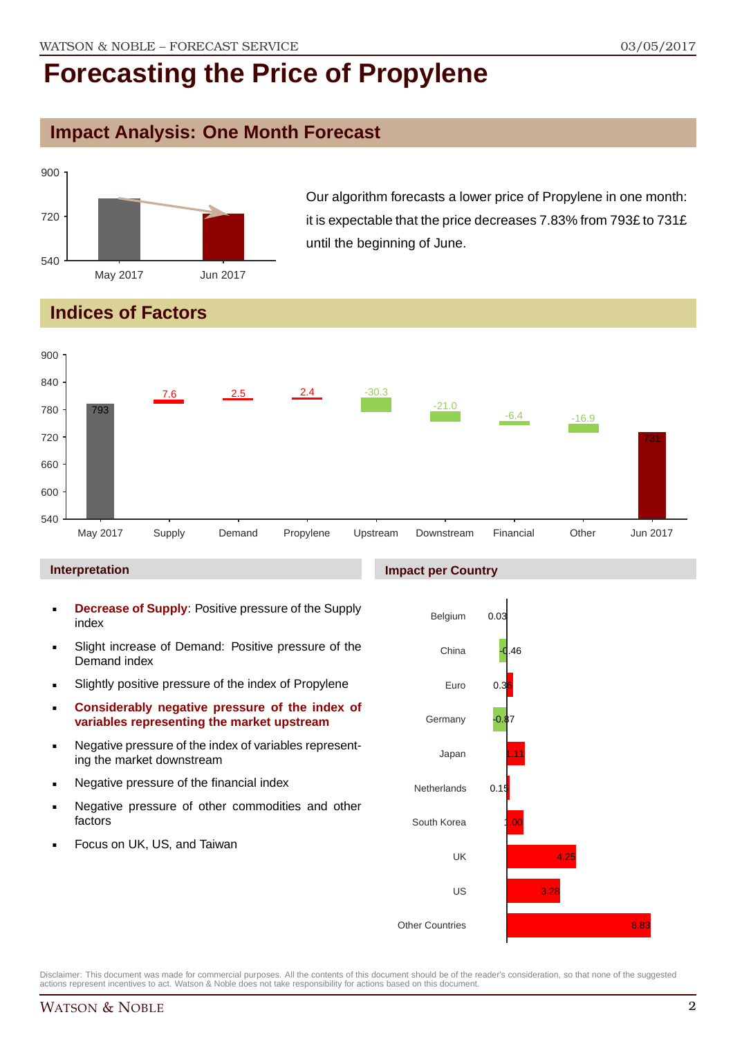# Forecasting the Price of Propylene

## Impact Analysis: One Month Forecast

Our algorithm forecasts a lower price of Propylene in one month: it is expectable that the price decreases 7.83% from 793£ to 731£ until the beginning of June.

## Indices of Factors

### Interpretation

- **Decrease of Supply**: Positive pressure of the Supply index
- Slight increase of Demand: Positive pressure of the Demand index
- Slightly positive pressure of the index of Propylene
- **Considerably negative pressure of the index of variables representing the market upstream**
- Negative pressure of the index of variables representing the market downstream
- Negative pressure of the financial index
- Negative pressure of other commodities and other factors
- Focus on UK, US, and Taiwan

### Impact per Country

| Country | Impact |
|---|---|
| Belgium | 0.03 |
| China | -0.46 |
| Euro | 0.36 |
| Germany | -0.87 |
| Japan | 1.11 |
| Netherlands | 0.15 |
| South Korea | 1.00 |
| UK | 4.25 |
| US | 3.28 |
| Other Countries | 8.83 |

Disclaimer: This document was made for commercial purposes. All the contents of this document should be of the reader's consideration, so that none of the suggested actions represent incentives to act. Watson & Noble does not take responsibility for actions based on this document.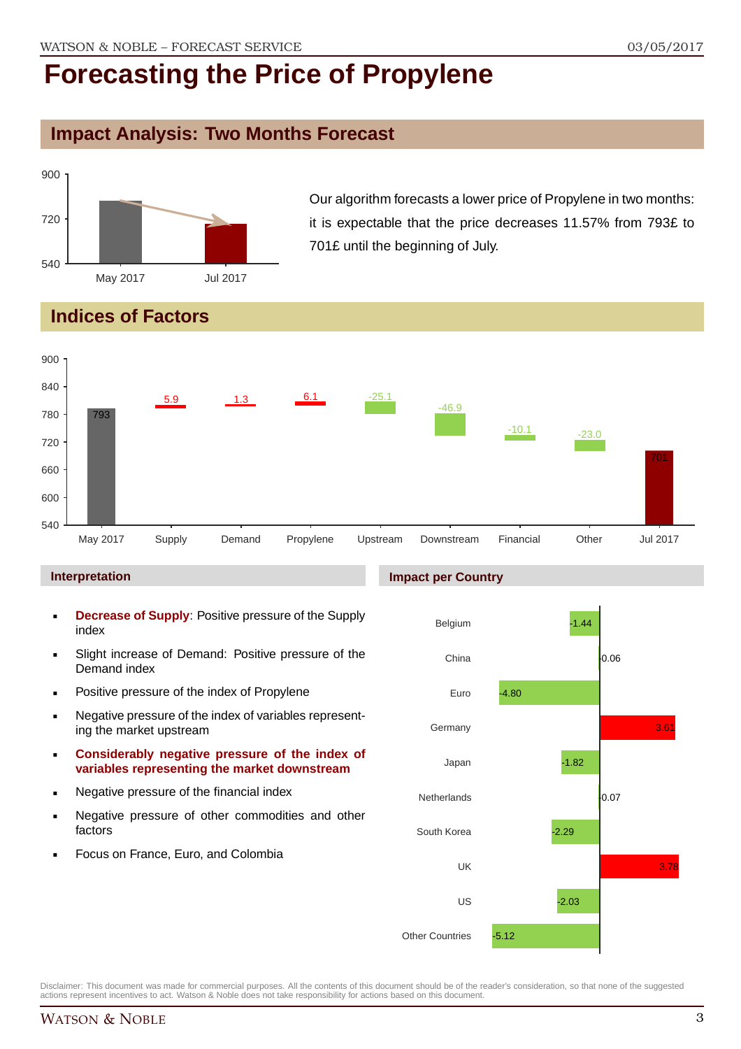# Forecasting the Price of Propylene

## Impact Analysis: Two Months Forecast

Our algorithm forecasts a lower price of Propylene in two months: it is expectable that the price decreases 11.57% from 793£ to 701£ until the beginning of July.

## Indices of Factors

| | May 2017 | Supply | Demand | Propylene | Upstream | Downstream | Financial | Other | Jul 2017 |
|---|---|---|---|---|---|---|---|---|---|
| Value | 793 | 5.9 | 1.3 | 6.1 | -25.1 | -46.9 | -10.1 | -23.0 | 701 |

### Interpretation

- **Decrease of Supply**: Positive pressure of the Supply index
- Slight increase of Demand: Positive pressure of the Demand index
- Positive pressure of the index of Propylene
- Negative pressure of the index of variables representing the market upstream
- **Considerably negative pressure of the index of variables representing the market downstream**
- Negative pressure of the financial index
- Negative pressure of other commodities and other factors
- Focus on France, Euro, and Colombia

### Impact per Country

| Country | Impact |
|---|---|
| Belgium | -1.44 |
| China | 0.06 |
| Euro | -4.80 |
| Germany | 3.61 |
| Japan | -1.82 |
| Netherlands | 0.07 |
| South Korea | -2.29 |
| UK | 3.78 |
| US | -2.03 |
| Other Countries | -5.12 |

Disclaimer: This document was made for commercial purposes. All the contents of this document should be of the reader's consideration, so that none of the suggested actions represent incentives to act. Watson & Noble does not take responsibility for actions based on this document.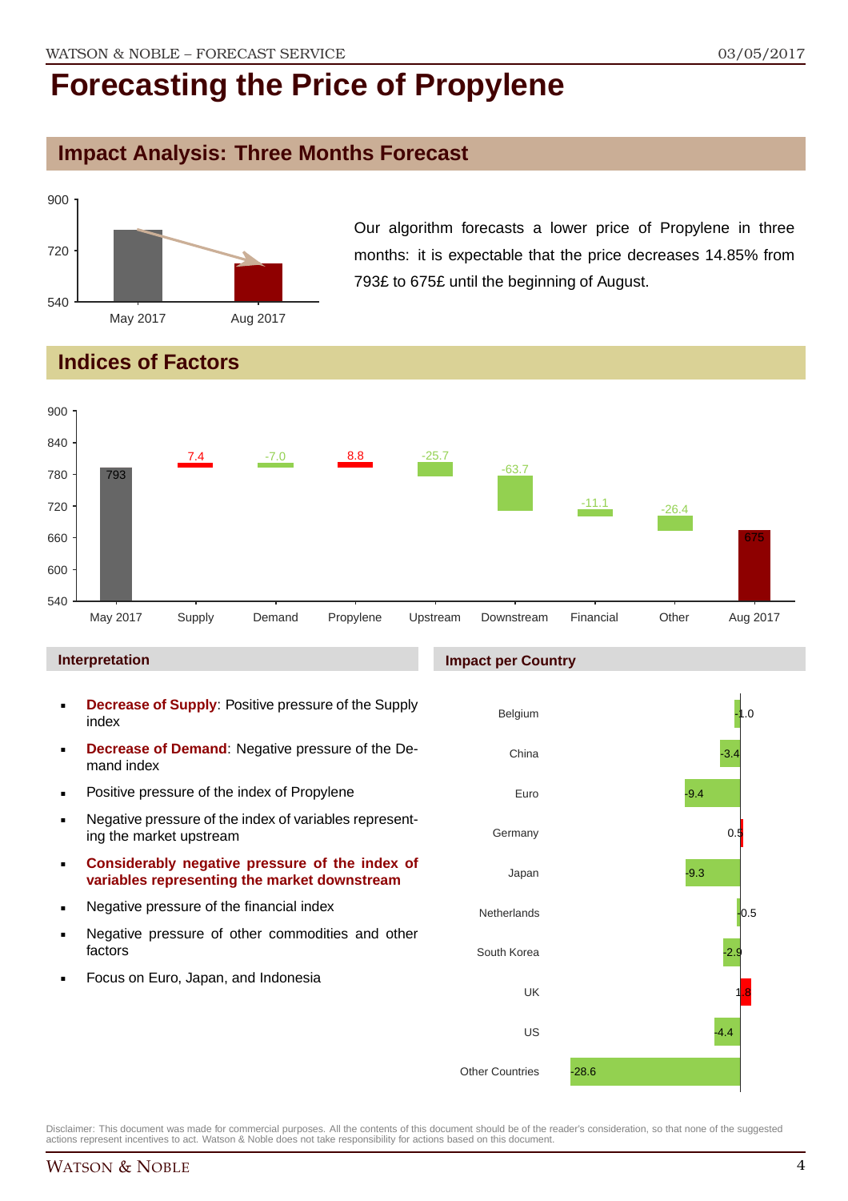# Forecasting the Price of Propylene

## Impact Analysis: Three Months Forecast

Our algorithm forecasts a lower price of Propylene in three months: it is expectable that the price decreases 14.85% from 793£ to 675£ until the beginning of August.

## Indices of Factors

| | May 2017 | Supply | Demand | Propylene | Upstream | Downstream | Financial | Other | Aug 2017 |
|---|---|---|---|---|---|---|---|---|---|
| Value | 793 | 7.4 | -7.0 | 8.8 | -25.7 | -63.7 | -11.1 | -26.4 | 675 |

### Interpretation

- **Decrease of Supply**: Positive pressure of the Supply index
- **Decrease of Demand**: Negative pressure of the Demand index
- Positive pressure of the index of Propylene
- Negative pressure of the index of variables representing the market upstream
- **Considerably negative pressure of the index of variables representing the market downstream**
- Negative pressure of the financial index
- Negative pressure of other commodities and other factors
- Focus on Euro, Japan, and Indonesia

### Impact per Country

| Country | Impact |
|---|---|
| Belgium | -1.0 |
| China | -3.4 |
| Euro | -9.4 |
| Germany | 0.5 |
| Japan | -9.3 |
| Netherlands | -0.5 |
| South Korea | -2.9 |
| UK | 1.8 |
| US | -4.4 |
| Other Countries | -28.6 |

Disclaimer: This document was made for commercial purposes. All the contents of this document should be of the reader's consideration, so that none of the suggested actions represent incentives to act. Watson & Noble does not take responsibility for actions based on this document.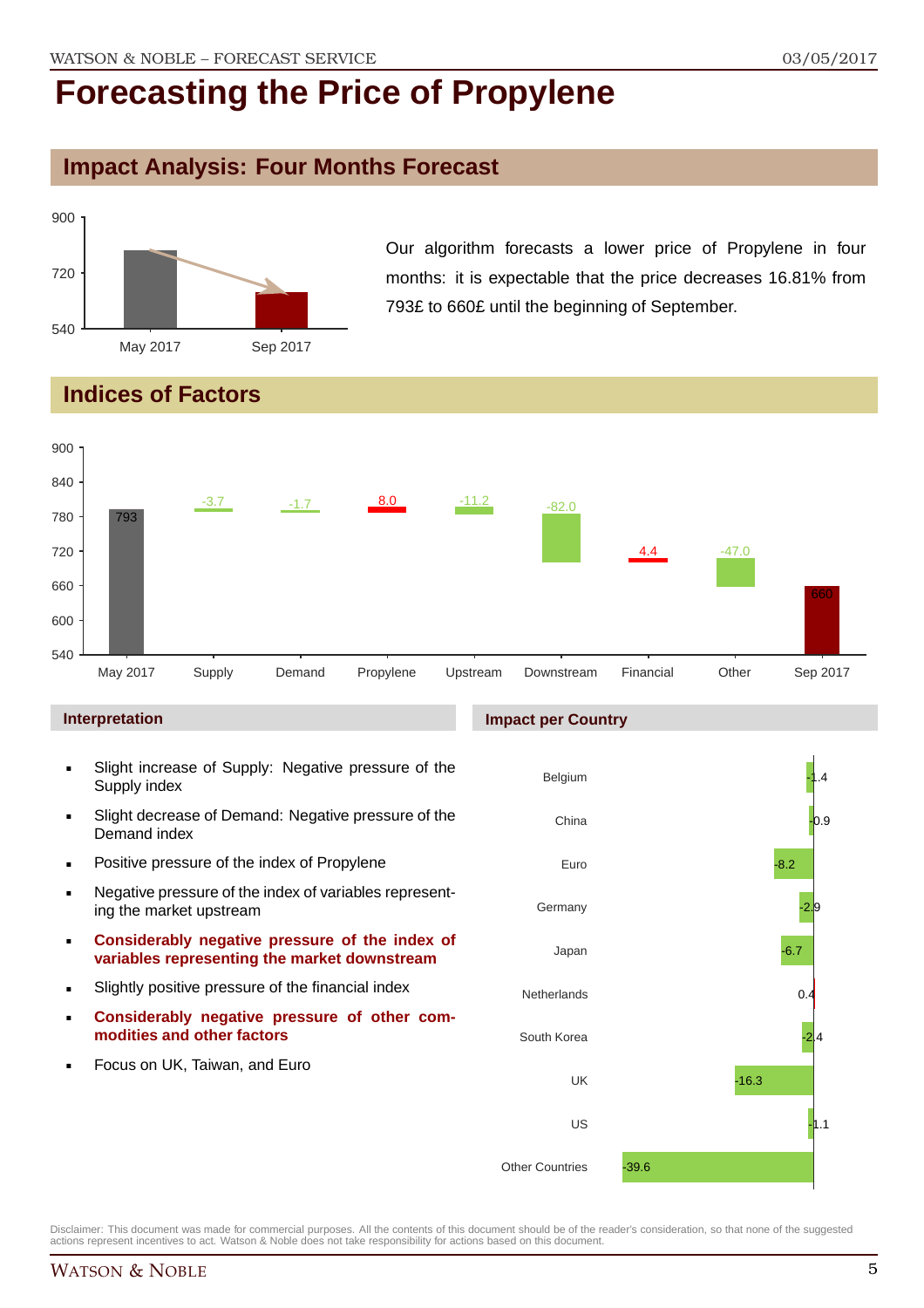# Forecasting the Price of Propylene

## Impact Analysis: Four Months Forecast

Our algorithm forecasts a lower price of Propylene in four months: it is expectable that the price decreases 16.81% from 793£ to 660£ until the beginning of September.

## Indices of Factors

| | May 2017 | Supply | Demand | Propylene | Upstream | Downstream | Financial | Other | Sep 2017 |
|---|---|---|---|---|---|---|---|---|---|
| Value | 793 | -3.7 | -1.7 | 8.0 | -11.2 | -82.0 | 4.4 | -47.0 | 660 |

### Interpretation

- Slight increase of Supply: Negative pressure of the Supply index
- Slight decrease of Demand: Negative pressure of the Demand index
- Positive pressure of the index of Propylene
- Negative pressure of the index of variables representing the market upstream
- **Considerably negative pressure of the index of variables representing the market downstream**
- Slightly positive pressure of the financial index
- **Considerably negative pressure of other commodities and other factors**
- Focus on UK, Taiwan, and Euro

### Impact per Country

| Country | Impact |
|---|---|
| Belgium | -1.4 |
| China | -0.9 |
| Euro | -8.2 |
| Germany | -2.9 |
| Japan | -6.7 |
| Netherlands | 0.4 |
| South Korea | -2.4 |
| UK | -16.3 |
| US | -1.1 |
| Other Countries | -39.6 |

Disclaimer: This document was made for commercial purposes. All the contents of this document should be of the reader's consideration, so that none of the suggested actions represent incentives to act. Watson & Noble does not take responsibility for actions based on this document.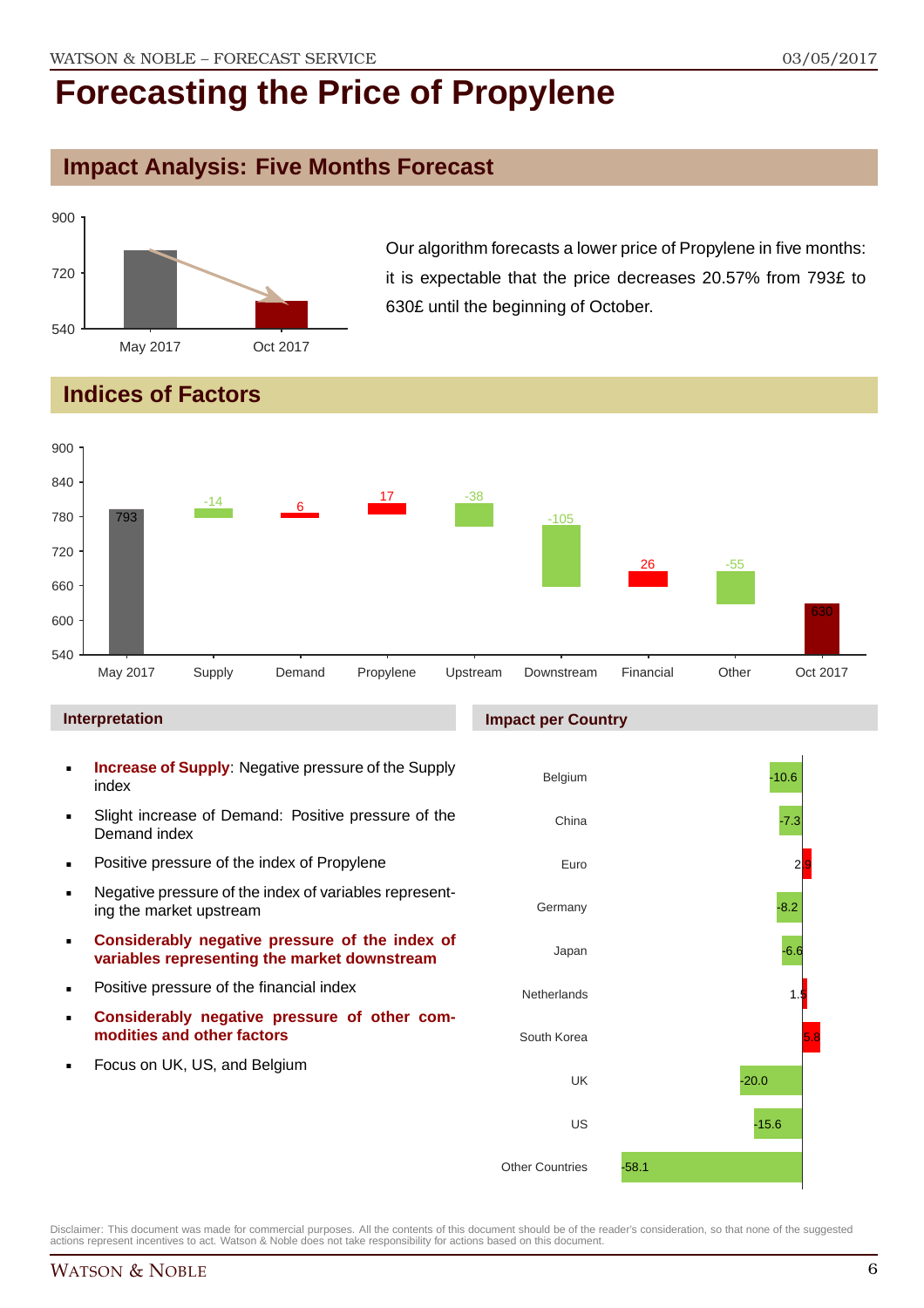# Forecasting the Price of Propylene

## Impact Analysis: Five Months Forecast

Our algorithm forecasts a lower price of Propylene in five months: it is expectable that the price decreases 20.57% from 793£ to 630£ until the beginning of October.

## Indices of Factors

| | May 2017 | Supply | Demand | Propylene | Upstream | Downstream | Financial | Other | Oct 2017 |
|---|---|---|---|---|---|---|---|---|---|
| Value | 793 | -14 | 6 | 17 | -38 | -105 | 26 | -55 | 630 |

### Interpretation

- **Increase of Supply**: Negative pressure of the Supply index
- Slight increase of Demand: Positive pressure of the Demand index
- Positive pressure of the index of Propylene
- Negative pressure of the index of variables representing the market upstream
- **Considerably negative pressure of the index of variables representing the market downstream**
- Positive pressure of the financial index
- **Considerably negative pressure of other commodities and other factors**
- Focus on UK, US, and Belgium

### Impact per Country

| Country | Impact |
|---|---|
| Belgium | -10.6 |
| China | -7.3 |
| Euro | 2.9 |
| Germany | -8.2 |
| Japan | -6.6 |
| Netherlands | 1.5 |
| South Korea | 5.8 |
| UK | -20.0 |
| US | -15.6 |
| Other Countries | -58.1 |

Disclaimer: This document was made for commercial purposes. All the contents of this document should be of the reader's consideration, so that none of the suggested actions represent incentives to act. Watson & Noble does not take responsibility for actions based on this document.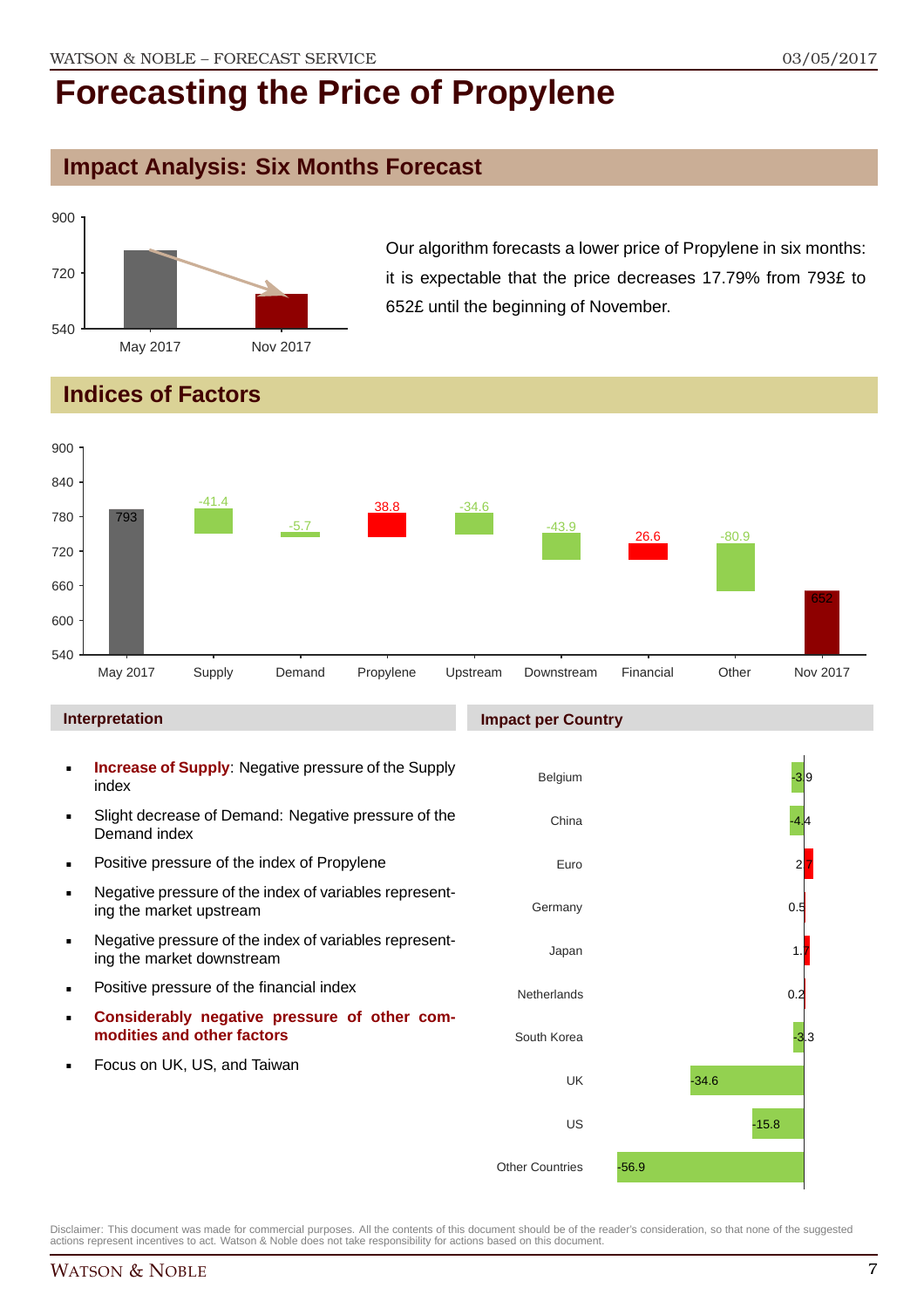# Forecasting the Price of Propylene

## Impact Analysis: Six Months Forecast

Our algorithm forecasts a lower price of Propylene in six months: it is expectable that the price decreases 17.79% from 793£ to 652£ until the beginning of November.

## Indices of Factors

| | May 2017 | Supply | Demand | Propylene | Upstream | Downstream | Financial | Other | Nov 2017 |
|---|---|---|---|---|---|---|---|---|---|
| Value | 793 | -41.4 | -5.7 | 38.8 | -34.6 | -43.9 | 26.6 | -80.9 | 652 |

### Interpretation

- **Increase of Supply**: Negative pressure of the Supply index
- Slight decrease of Demand: Negative pressure of the Demand index
- Positive pressure of the index of Propylene
- Negative pressure of the index of variables representing the market upstream
- Negative pressure of the index of variables representing the market downstream
- Positive pressure of the financial index
- **Considerably negative pressure of other commodities and other factors**
- Focus on UK, US, and Taiwan

### Impact per Country

| Country | Impact |
|---|---|
| Belgium | -3.9 |
| China | -4.4 |
| Euro | 2.7 |
| Germany | 0.5 |
| Japan | 1.7 |
| Netherlands | 0.2 |
| South Korea | -3.3 |
| UK | -34.6 |
| US | -15.8 |
| Other Countries | -56.9 |

Disclaimer: This document was made for commercial purposes. All the contents of this document should be of the reader's consideration, so that none of the suggested actions represent incentives to act. Watson & Noble does not take responsibility for actions based on this document.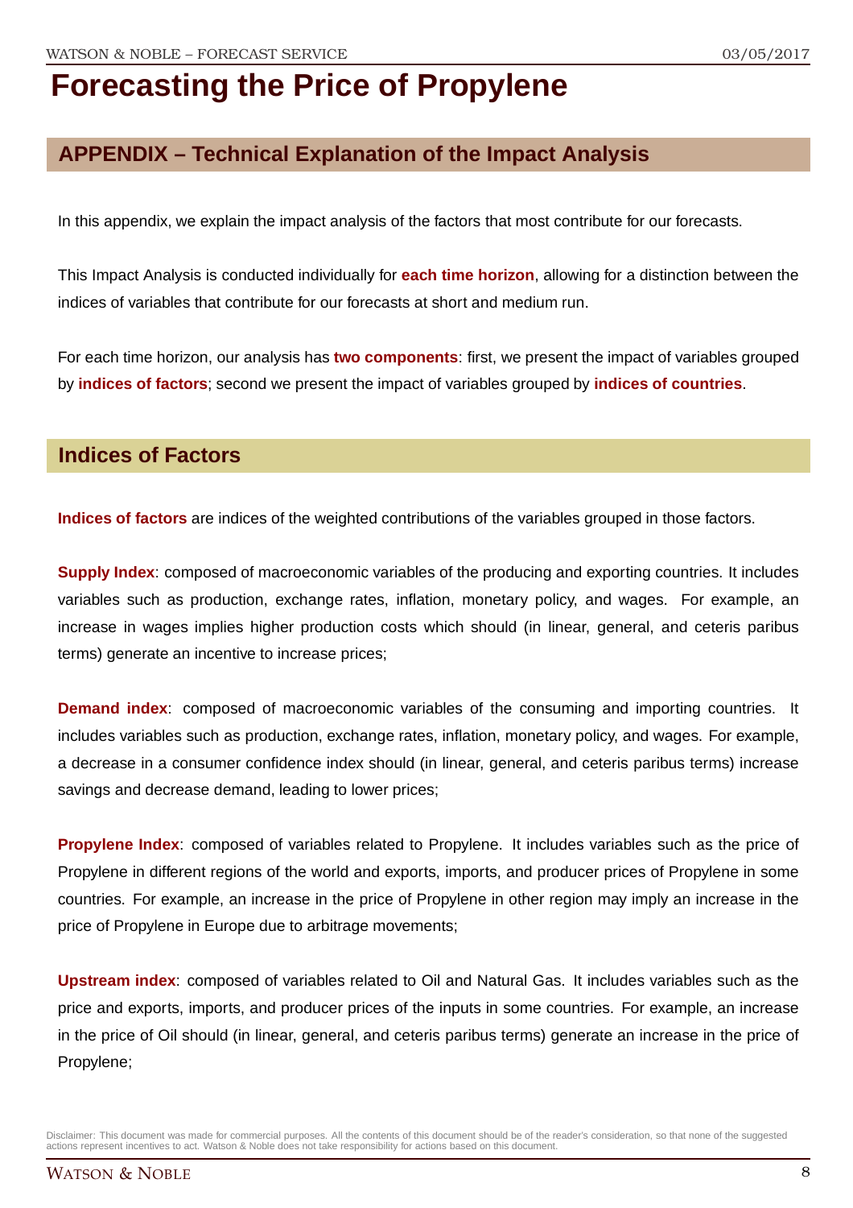# Forecasting the Price of Propylene

## APPENDIX – Technical Explanation of the Impact Analysis

In this appendix, we explain the impact analysis of the factors that most contribute for our forecasts.

This Impact Analysis is conducted individually for **each time horizon**, allowing for a distinction between the indices of variables that contribute for our forecasts at short and medium run.

For each time horizon, our analysis has **two components**: first, we present the impact of variables grouped by **indices of factors**; second we present the impact of variables grouped by **indices of countries**.

## Indices of Factors

**Indices of factors** are indices of the weighted contributions of the variables grouped in those factors.

**Supply Index**: composed of macroeconomic variables of the producing and exporting countries. It includes variables such as production, exchange rates, inflation, monetary policy, and wages. For example, an increase in wages implies higher production costs which should (in linear, general, and ceteris paribus terms) generate an incentive to increase prices;

**Demand index**: composed of macroeconomic variables of the consuming and importing countries. It includes variables such as production, exchange rates, inflation, monetary policy, and wages. For example, a decrease in a consumer confidence index should (in linear, general, and ceteris paribus terms) increase savings and decrease demand, leading to lower prices;

**Propylene Index**: composed of variables related to Propylene. It includes variables such as the price of Propylene in different regions of the world and exports, imports, and producer prices of Propylene in some countries. For example, an increase in the price of Propylene in other region may imply an increase in the price of Propylene in Europe due to arbitrage movements;

**Upstream index**: composed of variables related to Oil and Natural Gas. It includes variables such as the price and exports, imports, and producer prices of the inputs in some countries. For example, an increase in the price of Oil should (in linear, general, and ceteris paribus terms) generate an increase in the price of Propylene;

Disclaimer: This document was made for commercial purposes. All the contents of this document should be of the reader's consideration, so that none of the suggested actions represent incentives to act. Watson & Noble does not take responsibility for actions based on this document.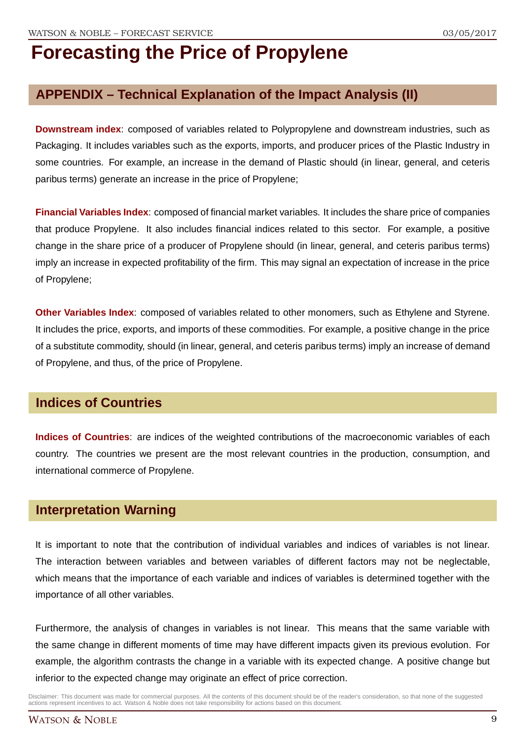# Forecasting the Price of Propylene

## APPENDIX – Technical Explanation of the Impact Analysis (II)

**Downstream index**: composed of variables related to Polypropylene and downstream industries, such as Packaging. It includes variables such as the exports, imports, and producer prices of the Plastic Industry in some countries. For example, an increase in the demand of Plastic should (in linear, general, and ceteris paribus terms) generate an increase in the price of Propylene;

**Financial Variables Index**: composed of financial market variables. It includes the share price of companies that produce Propylene. It also includes financial indices related to this sector. For example, a positive change in the share price of a producer of Propylene should (in linear, general, and ceteris paribus terms) imply an increase in expected profitability of the firm. This may signal an expectation of increase in the price of Propylene;

**Other Variables Index**: composed of variables related to other monomers, such as Ethylene and Styrene. It includes the price, exports, and imports of these commodities. For example, a positive change in the price of a substitute commodity, should (in linear, general, and ceteris paribus terms) imply an increase of demand of Propylene, and thus, of the price of Propylene.

## Indices of Countries

**Indices of Countries**: are indices of the weighted contributions of the macroeconomic variables of each country. The countries we present are the most relevant countries in the production, consumption, and international commerce of Propylene.

## Interpretation Warning

It is important to note that the contribution of individual variables and indices of variables is not linear. The interaction between variables and between variables of different factors may not be neglectable, which means that the importance of each variable and indices of variables is determined together with the importance of all other variables.

Furthermore, the analysis of changes in variables is not linear. This means that the same variable with the same change in different moments of time may have different impacts given its previous evolution. For example, the algorithm contrasts the change in a variable with its expected change. A positive change but inferior to the expected change may originate an effect of price correction.

Disclaimer: This document was made for commercial purposes. All the contents of this document should be of the reader's consideration, so that none of the suggested actions represent incentives to act. Watson & Noble does not take responsibility for actions based on this document.